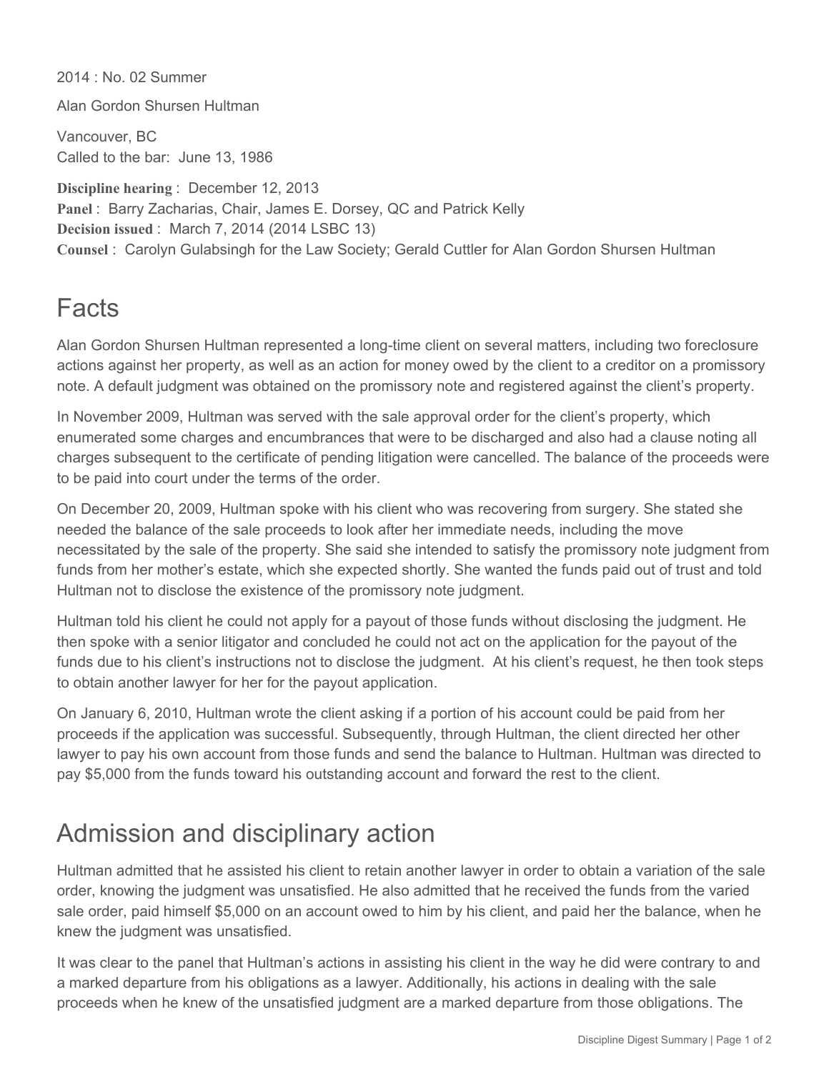2014 : No. 02 Summer

Alan Gordon Shursen Hultman

Vancouver, BC
Called to the bar: June 13, 1986

**Discipline hearing** : December 12, 2013
**Panel** : Barry Zacharias, Chair, James E. Dorsey, QC and Patrick Kelly
**Decision issued** : March 7, 2014 (2014 LSBC 13)
**Counsel** : Carolyn Gulabsingh for the Law Society; Gerald Cuttler for Alan Gordon Shursen Hultman

# Facts

Alan Gordon Shursen Hultman represented a long-time client on several matters, including two foreclosure actions against her property, as well as an action for money owed by the client to a creditor on a promissory note. A default judgment was obtained on the promissory note and registered against the client's property.

In November 2009, Hultman was served with the sale approval order for the client's property, which enumerated some charges and encumbrances that were to be discharged and also had a clause noting all charges subsequent to the certificate of pending litigation were cancelled. The balance of the proceeds were to be paid into court under the terms of the order.

On December 20, 2009, Hultman spoke with his client who was recovering from surgery. She stated she needed the balance of the sale proceeds to look after her immediate needs, including the move necessitated by the sale of the property. She said she intended to satisfy the promissory note judgment from funds from her mother's estate, which she expected shortly. She wanted the funds paid out of trust and told Hultman not to disclose the existence of the promissory note judgment.

Hultman told his client he could not apply for a payout of those funds without disclosing the judgment. He then spoke with a senior litigator and concluded he could not act on the application for the payout of the funds due to his client's instructions not to disclose the judgment. At his client's request, he then took steps to obtain another lawyer for her for the payout application.

On January 6, 2010, Hultman wrote the client asking if a portion of his account could be paid from her proceeds if the application was successful. Subsequently, through Hultman, the client directed her other lawyer to pay his own account from those funds and send the balance to Hultman. Hultman was directed to pay $5,000 from the funds toward his outstanding account and forward the rest to the client.

# Admission and disciplinary action

Hultman admitted that he assisted his client to retain another lawyer in order to obtain a variation of the sale order, knowing the judgment was unsatisfied. He also admitted that he received the funds from the varied sale order, paid himself $5,000 on an account owed to him by his client, and paid her the balance, when he knew the judgment was unsatisfied.

It was clear to the panel that Hultman's actions in assisting his client in the way he did were contrary to and a marked departure from his obligations as a lawyer. Additionally, his actions in dealing with the sale proceeds when he knew of the unsatisfied judgment are a marked departure from those obligations. The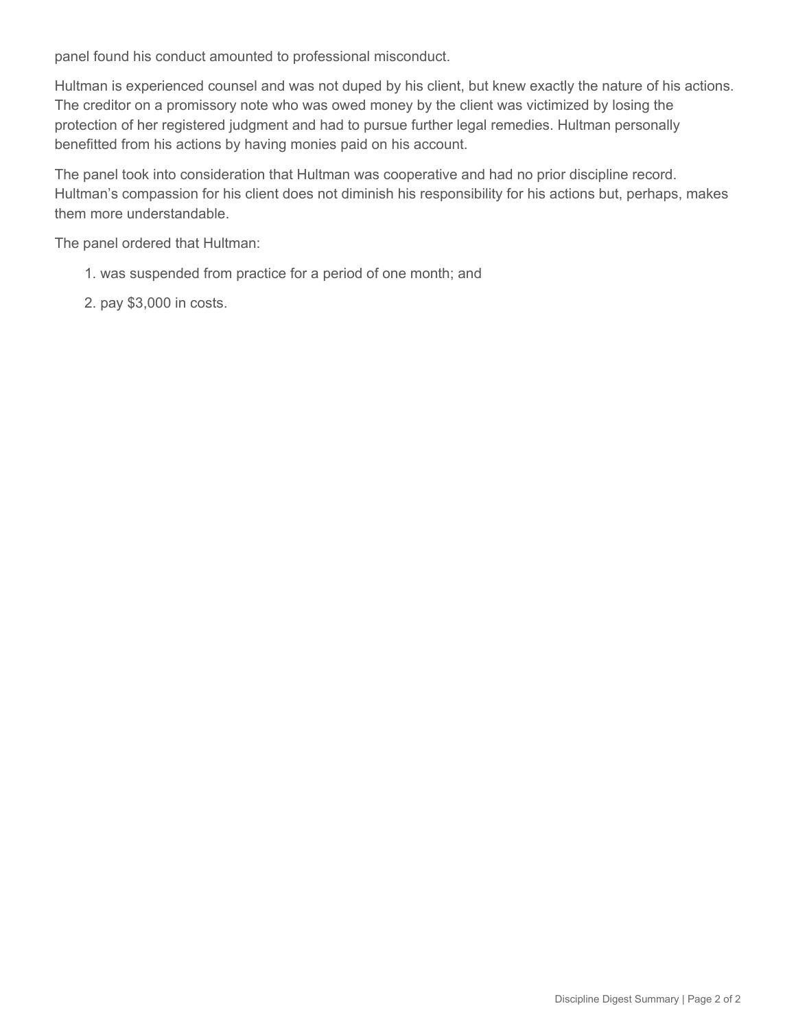panel found his conduct amounted to professional misconduct.

Hultman is experienced counsel and was not duped by his client, but knew exactly the nature of his actions. The creditor on a promissory note who was owed money by the client was victimized by losing the protection of her registered judgment and had to pursue further legal remedies. Hultman personally benefitted from his actions by having monies paid on his account.

The panel took into consideration that Hultman was cooperative and had no prior discipline record. Hultman's compassion for his client does not diminish his responsibility for his actions but, perhaps, makes them more understandable.

The panel ordered that Hultman:

1. was suspended from practice for a period of one month; and
2. pay $3,000 in costs.